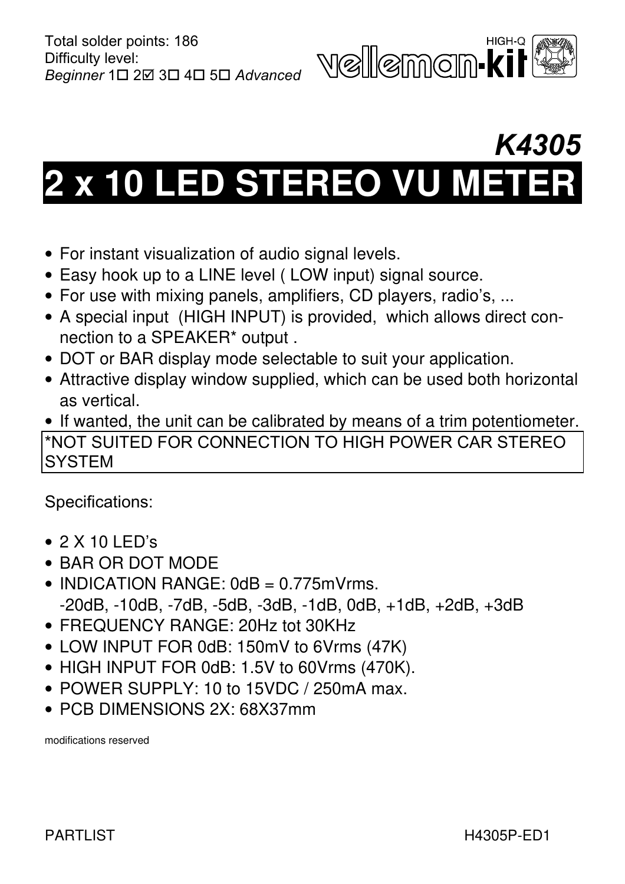Total solder points: 186
Difficulty level:
*Beginner* 1☐ 2☑ 3☐ 4☐ 5☐ *Advanced*

HIGH-Q velleman-kit

# *K4305*

# 2 x 10 LED STEREO VU METER

- For instant visualization of audio signal levels.
- Easy hook up to a LINE level ( LOW input) signal source.
- For use with mixing panels, amplifiers, CD players, radio's, ...
- A special input (HIGH INPUT) is provided, which allows direct connection to a SPEAKER* output .
- DOT or BAR display mode selectable to suit your application.
- Attractive display window supplied, which can be used both horizontal as vertical.
- If wanted, the unit can be calibrated by means of a trim potentiometer.

*NOT SUITED FOR CONNECTION TO HIGH POWER CAR STEREO SYSTEM

Specifications:

- 2 X 10 LED's
- BAR OR DOT MODE
- INDICATION RANGE: 0dB = 0.775mVrms.
  -20dB, -10dB, -7dB, -5dB, -3dB, -1dB, 0dB, +1dB, +2dB, +3dB
- FREQUENCY RANGE: 20Hz tot 30KHz
- LOW INPUT FOR 0dB: 150mV to 6Vrms (47K)
- HIGH INPUT FOR 0dB: 1.5V to 60Vrms (470K).
- POWER SUPPLY: 10 to 15VDC / 250mA max.
- PCB DIMENSIONS 2X: 68X37mm

modifications reserved

PARTLIST

H4305P-ED1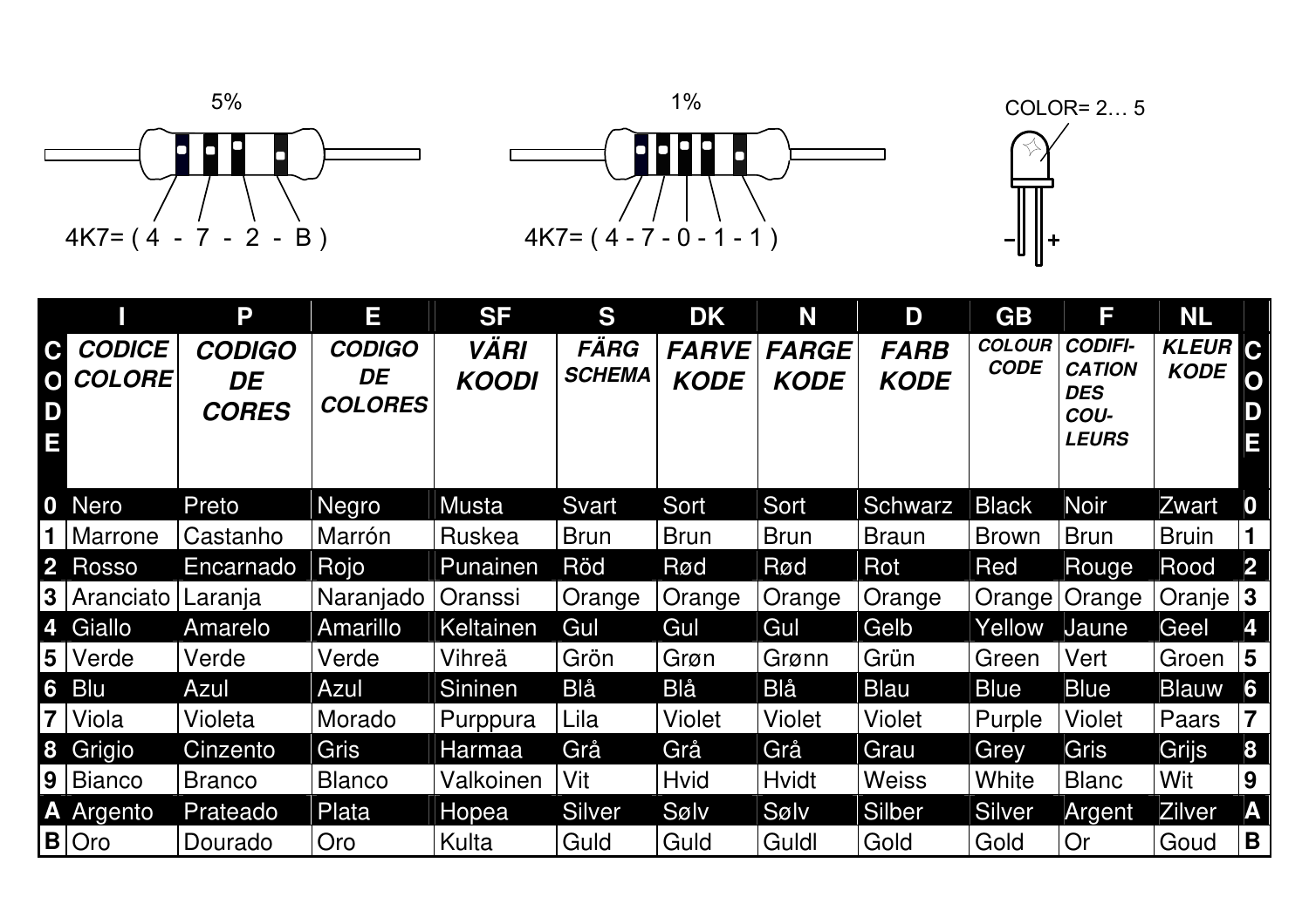5%

4K7= ( 4 - 7 - 2 - B )

1%

4K7= ( 4 - 7 - 0 - 1 - 1 )

COLOR= 2… 5

– +

| | I | P | E | SF | S | DK | N | D | GB | F | NL | |
|---|---|---|---|---|---|---|---|---|---|---|---|---|
| CODE | *CODICE COLORE* | *CODIGO DE CORES* | *CODIGO DE COLORES* | *VÄRI KOODI* | *FÄRG SCHEMA* | *FARVE KODE* | *FARGE KODE* | *FARB KODE* | *COLOUR CODE* | *CODIFI-CATION DES COU-LEURS* | *KLEUR KODE* | CODE |
| 0 | Nero | Preto | Negro | Musta | Svart | Sort | Sort | Schwarz | Black | Noir | Zwart | 0 |
| 1 | Marrone | Castanho | Marrón | Ruskea | Brun | Brun | Brun | Braun | Brown | Brun | Bruin | 1 |
| 2 | Rosso | Encarnado | Rojo | Punainen | Röd | Rød | Rød | Rot | Red | Rouge | Rood | 2 |
| 3 | Aranciato | Laranja | Naranjado | Oranssi | Orange | Orange | Orange | Orange | Orange | Orange | Oranje | 3 |
| 4 | Giallo | Amarelo | Amarillo | Keltainen | Gul | Gul | Gul | Gelb | Yellow | Jaune | Geel | 4 |
| 5 | Verde | Verde | Verde | Vihreä | Grön | Grøn | Grønn | Grün | Green | Vert | Groen | 5 |
| 6 | Blu | Azul | Azul | Sininen | Blå | Blå | Blå | Blau | Blue | Blue | Blauw | 6 |
| 7 | Viola | Violeta | Morado | Purppura | Lila | Violet | Violet | Violet | Purple | Violet | Paars | 7 |
| 8 | Grigio | Cinzento | Gris | Harmaa | Grå | Grå | Grå | Grau | Grey | Gris | Grijs | 8 |
| 9 | Bianco | Branco | Blanco | Valkoinen | Vit | Hvid | Hvidt | Weiss | White | Blanc | Wit | 9 |
| A | Argento | Prateado | Plata | Hopea | Silver | Sølv | Sølv | Silber | Silver | Argent | Zilver | A |
| B | Oro | Dourado | Oro | Kulta | Guld | Guld | Guldl | Gold | Gold | Or | Goud | B |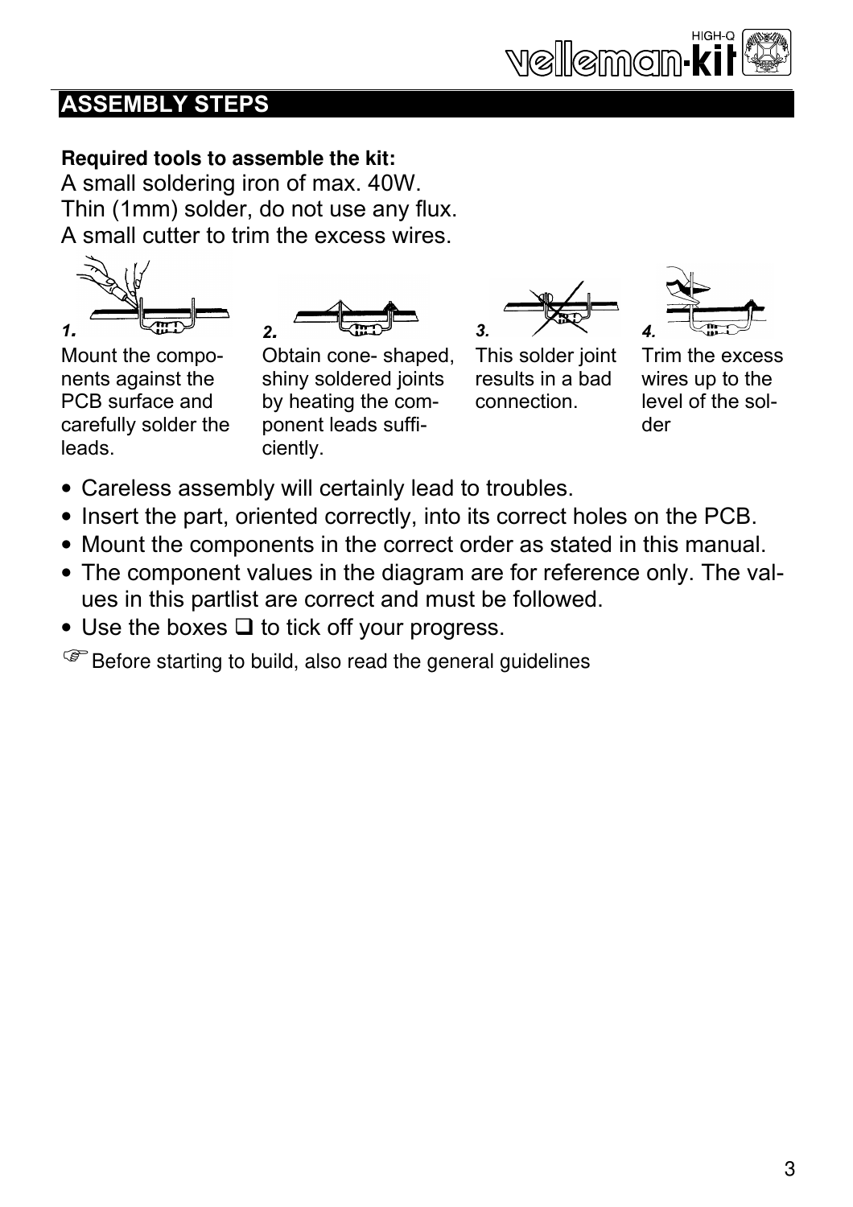## ASSEMBLY STEPS

**Required tools to assemble the kit:**

A small soldering iron of max. 40W.
Thin (1mm) solder, do not use any flux.
A small cutter to trim the excess wires.

***1.*** Mount the components against the PCB surface and carefully solder the leads.

***2.*** Obtain cone- shaped, shiny soldered joints by heating the component leads sufficiently.

***3.*** This solder joint results in a bad connection.

***4.*** Trim the excess wires up to the level of the solder

- Careless assembly will certainly lead to troubles.
- Insert the part, oriented correctly, into its correct holes on the PCB.
- Mount the components in the correct order as stated in this manual.
- The component values in the diagram are for reference only. The values in this partlist are correct and must be followed.
- Use the boxes ❑ to tick off your progress.

☞ Before starting to build, also read the general guidelines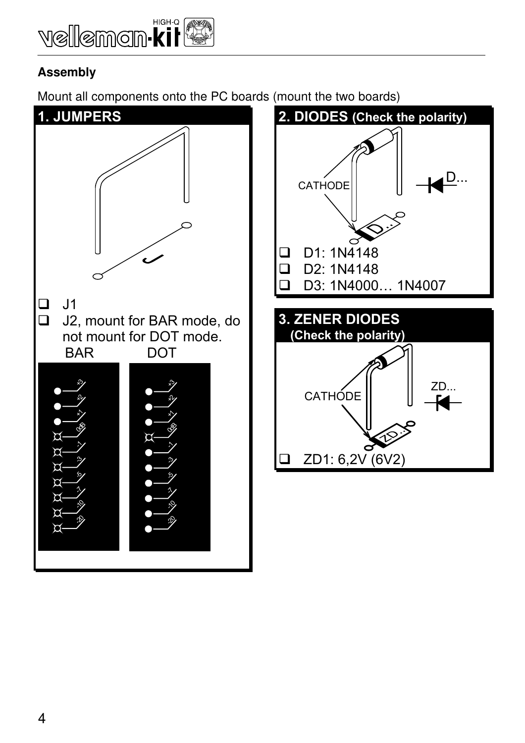## Assembly

Mount all components onto the PC boards (mount the two boards)

### 1. JUMPERS

J

- ❑ J1
- ❑ J2, mount for BAR mode, do not mount for DOT mode.

BAR DOT

+3
+2
+1
0dB
-1
-3
-5
-7
-10
-20

+3
+2
+1
0dB
-1
-3
-5
-7
-10
-20

### 2. DIODES (Check the polarity)

CATHODE

D...

- ❑ D1: 1N4148
- ❑ D2: 1N4148
- ❑ D3: 1N4000… 1N4007

### 3. ZENER DIODES (Check the polarity)

CATHODE

ZD...

- ❑ ZD1: 6,2V (6V2)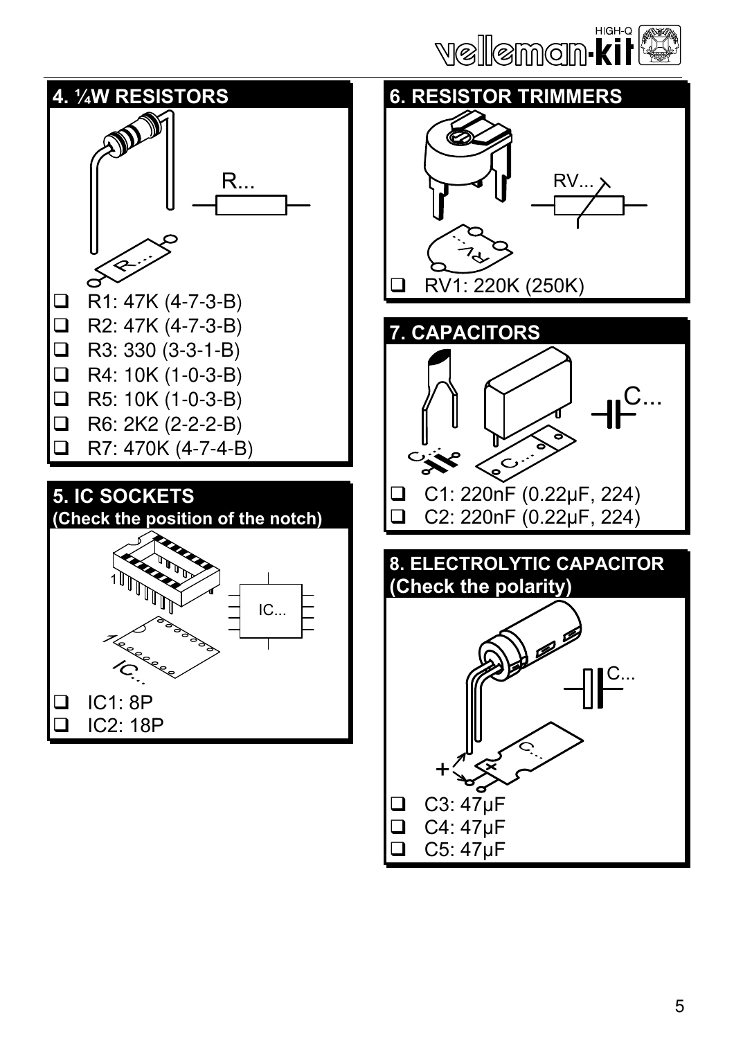## 4. ¼W RESISTORS

- ☐ R1: 47K (4-7-3-B)
- ☐ R2: 47K (4-7-3-B)
- ☐ R3: 330 (3-3-1-B)
- ☐ R4: 10K (1-0-3-B)
- ☐ R5: 10K (1-0-3-B)
- ☐ R6: 2K2 (2-2-2-B)
- ☐ R7: 470K (4-7-4-B)

## 5. IC SOCKETS

**(Check the position of the notch)**

- ☐ IC1: 8P
- ☐ IC2: 18P

## 6. RESISTOR TRIMMERS

- ☐ RV1: 220K (250K)

## 7. CAPACITORS

- ☐ C1: 220nF (0.22µF, 224)
- ☐ C2: 220nF (0.22µF, 224)

## 8. ELECTROLYTIC CAPACITOR

**(Check the polarity)**

- ☐ C3: 47µF
- ☐ C4: 47µF
- ☐ C5: 47µF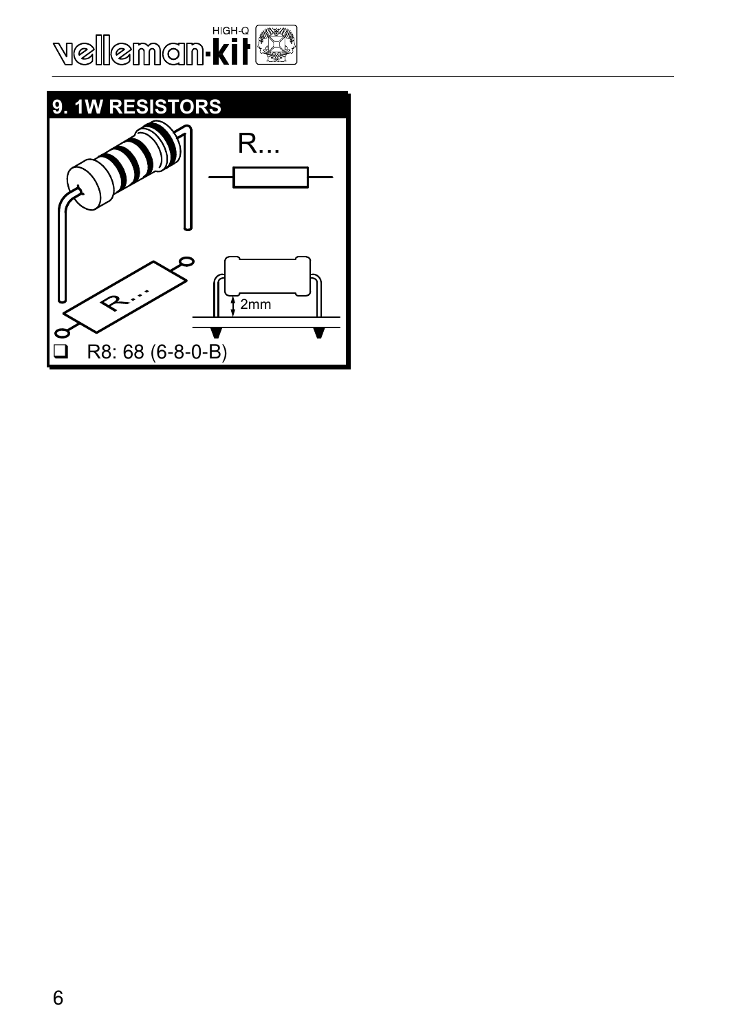## 9. 1W RESISTORS

R...

2mm

- ❑ R8: 68 (6-8-0-B)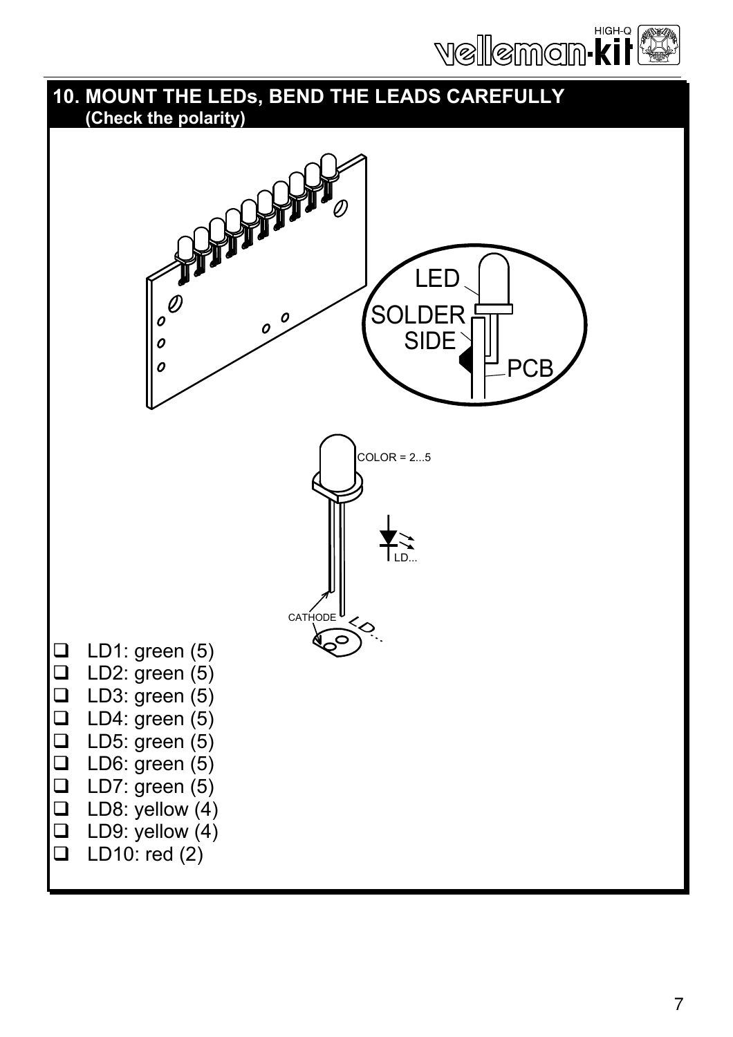## 10. MOUNT THE LEDs, BEND THE LEADS CAREFULLY
**(Check the polarity)**

LED
SOLDER SIDE
PCB

COLOR = 2...5
LD...
CATHODE
LD...

- ☐ LD1: green (5)
- ☐ LD2: green (5)
- ☐ LD3: green (5)
- ☐ LD4: green (5)
- ☐ LD5: green (5)
- ☐ LD6: green (5)
- ☐ LD7: green (5)
- ☐ LD8: yellow (4)
- ☐ LD9: yellow (4)
- ☐ LD10: red (2)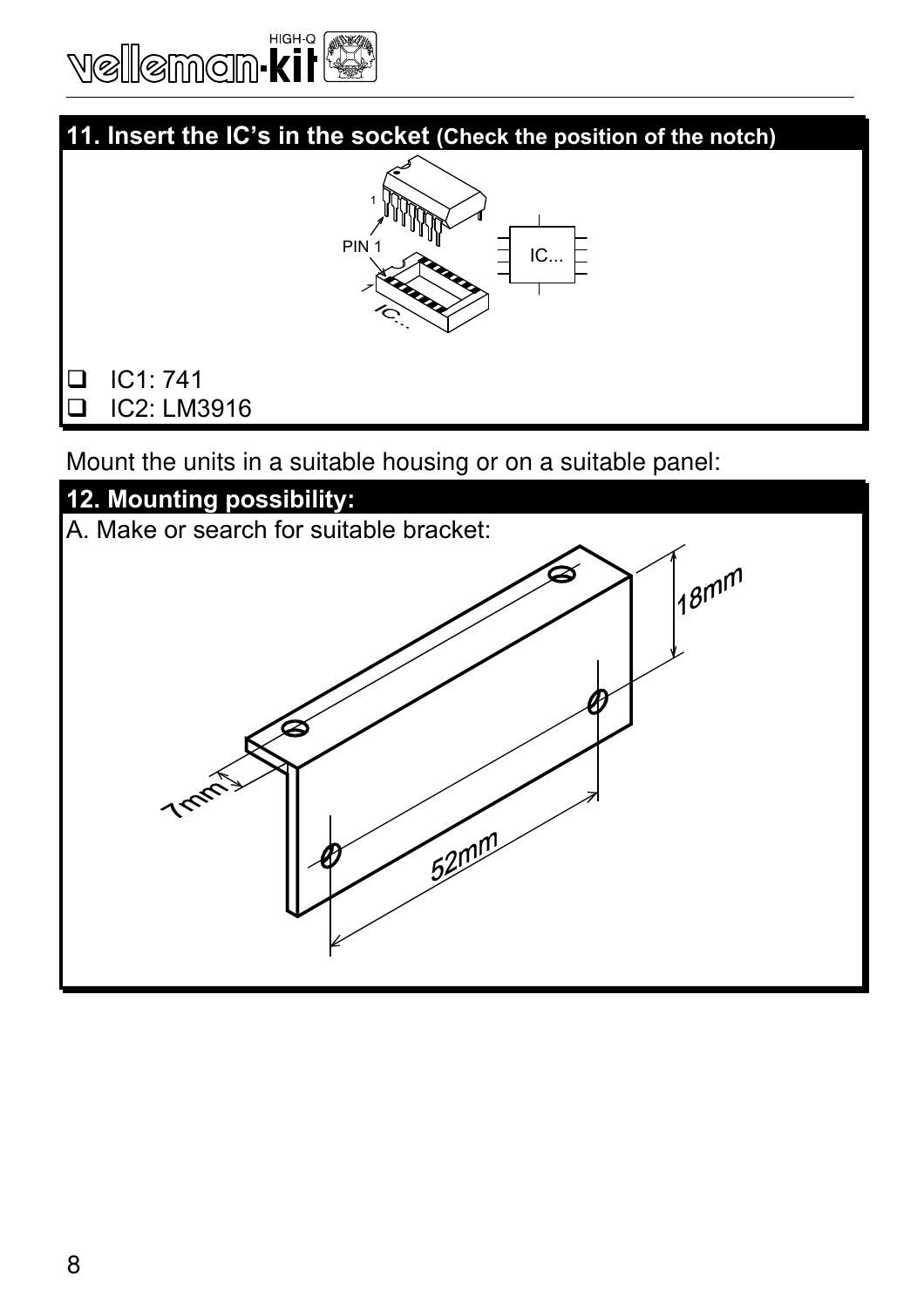## 11. Insert the IC's in the socket (Check the position of the notch)

1

PIN 1

IC...

IC...

- ☐ IC1: 741
- ☐ IC2: LM3916

Mount the units in a suitable housing or on a suitable panel:

## 12. Mounting possibility:

A. Make or search for suitable bracket:

18mm

7mm

52mm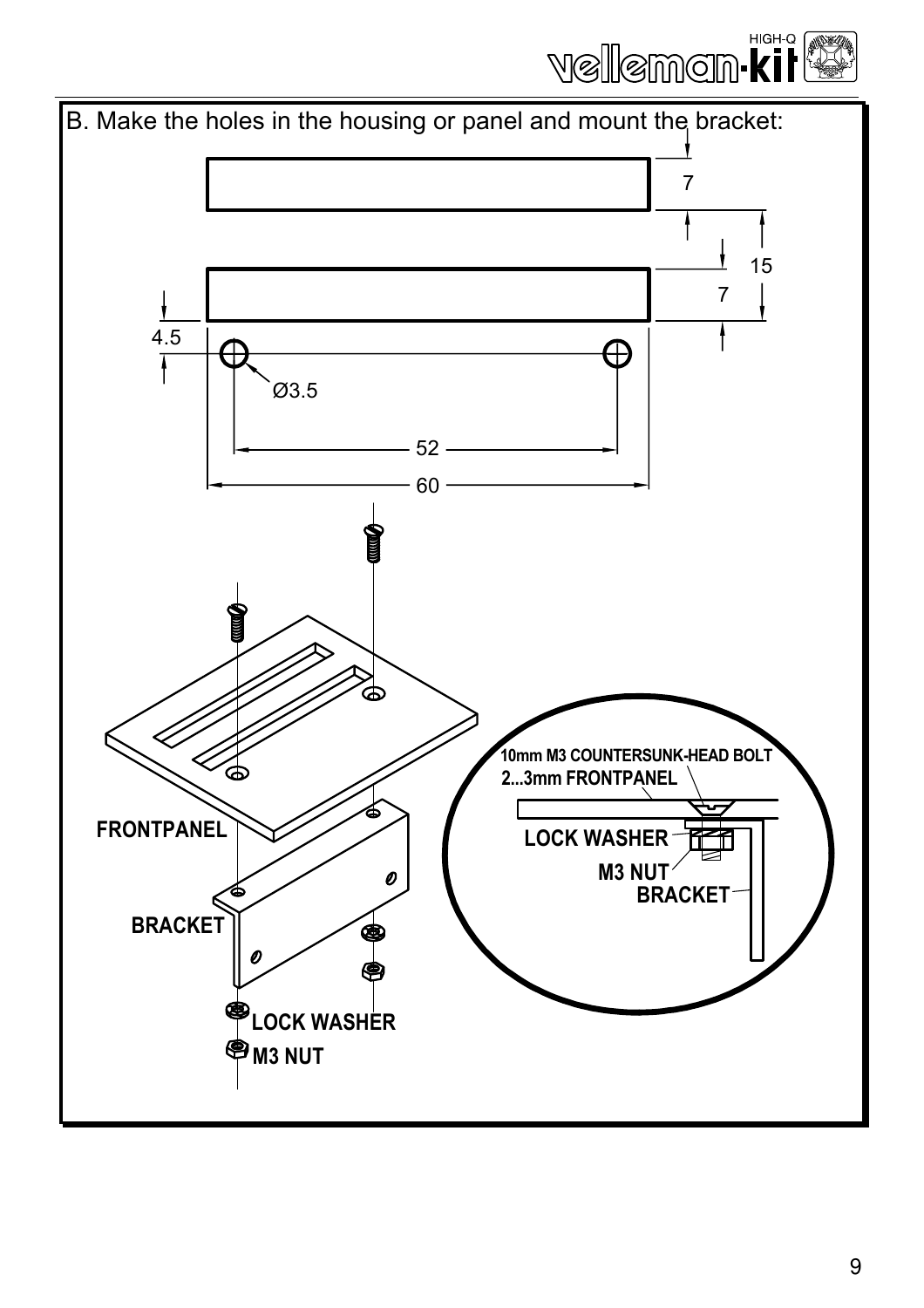B. Make the holes in the housing or panel and mount the bracket:

7

15

7

4.5

Ø3.5

52

60

10mm M3 COUNTERSUNK-HEAD BOLT

2...3mm FRONTPANEL

LOCK WASHER

M3 NUT

BRACKET

FRONTPANEL

BRACKET

LOCK WASHER

M3 NUT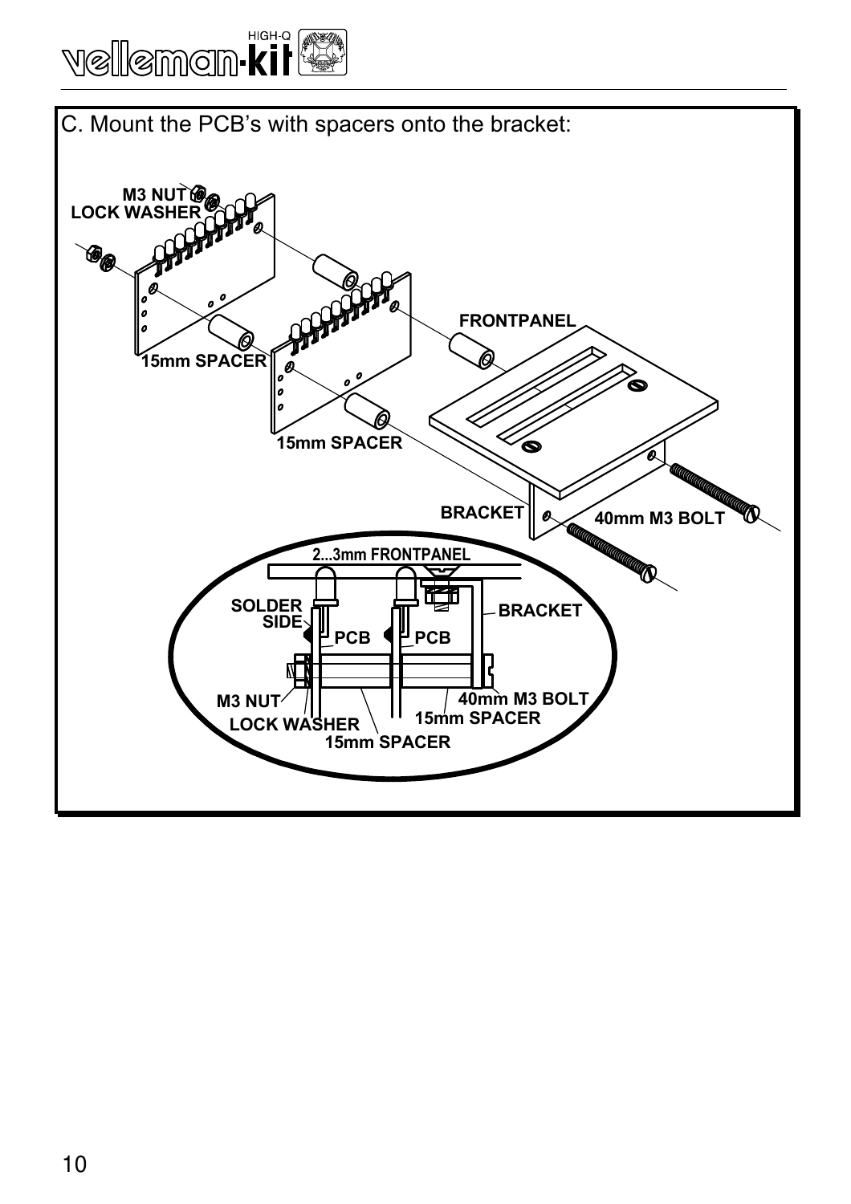C. Mount the PCB's with spacers onto the bracket:

M3 NUT
LOCK WASHER
15mm SPACER
15mm SPACER
FRONTPANEL
BRACKET
40mm M3 BOLT

2...3mm FRONTPANEL
SOLDER SIDE
PCB
PCB
BRACKET
M3 NUT
LOCK WASHER
40mm M3 BOLT
15mm SPACER
15mm SPACER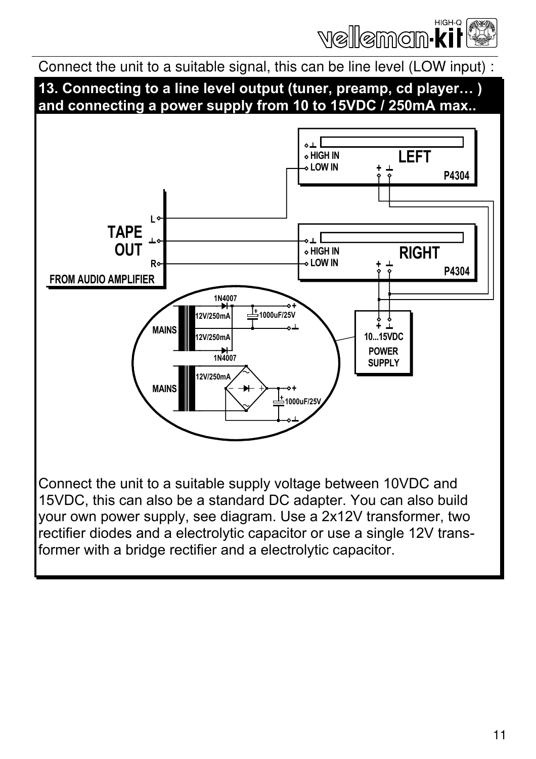Connect the unit to a suitable signal, this can be line level (LOW input) :

## 13. Connecting to a line level output (tuner, preamp, cd player… ) and connecting a power supply from 10 to 15VDC / 250mA max..

⊥
HIGH IN
LOW IN
LEFT
\+ ⊥
P4304

L
TAPE
OUT
⊥
R
FROM AUDIO AMPLIFIER

⊥
HIGH IN
LOW IN
RIGHT
\+ ⊥
P4304

1N4007
12V/250mA
1000uF/25V
\+
MAINS
12V/250mA
⊥
1N4007
12V/250mA
MAINS
\+
1000uF/25V
⊥

\+ ⊥
10...15VDC
POWER
SUPPLY

Connect the unit to a suitable supply voltage between 10VDC and 15VDC, this can also be a standard DC adapter. You can also build your own power supply, see diagram. Use a 2x12V transformer, two rectifier diodes and a electrolytic capacitor or use a single 12V transformer with a bridge rectifier and a electrolytic capacitor.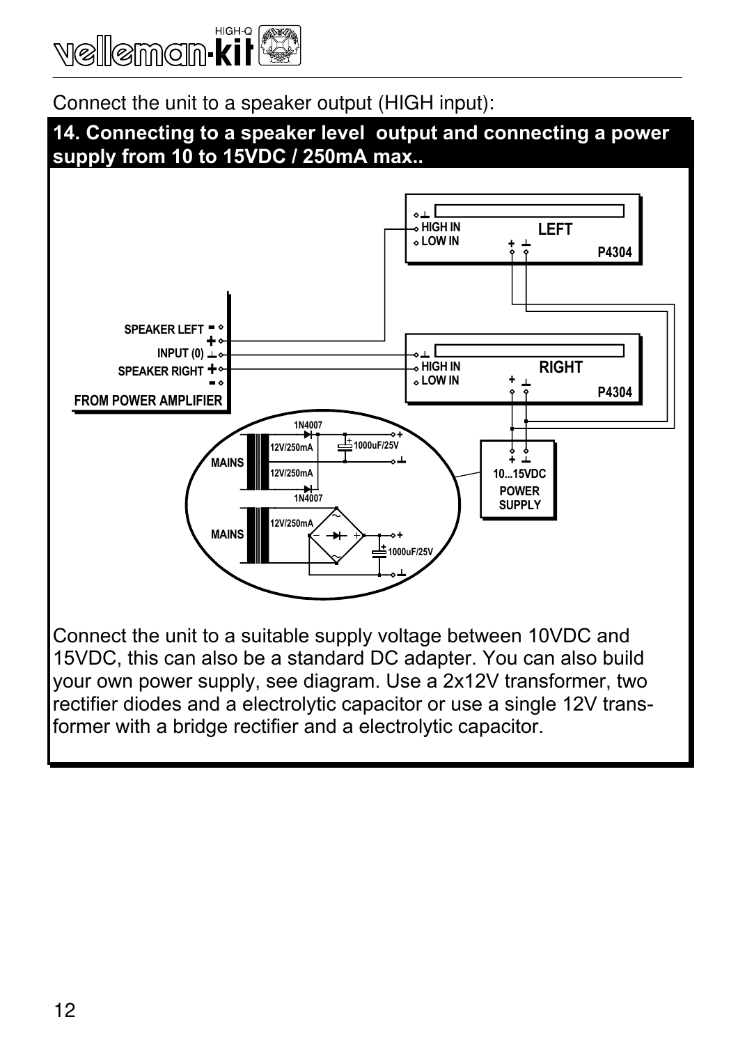Connect the unit to a speaker output (HIGH input):

## 14. Connecting to a speaker level output and connecting a power supply from 10 to 15VDC / 250mA max..

Connect the unit to a suitable supply voltage between 10VDC and 15VDC, this can also be a standard DC adapter. You can also build your own power supply, see diagram. Use a 2x12V transformer, two rectifier diodes and a electrolytic capacitor or use a single 12V transformer with a bridge rectifier and a electrolytic capacitor.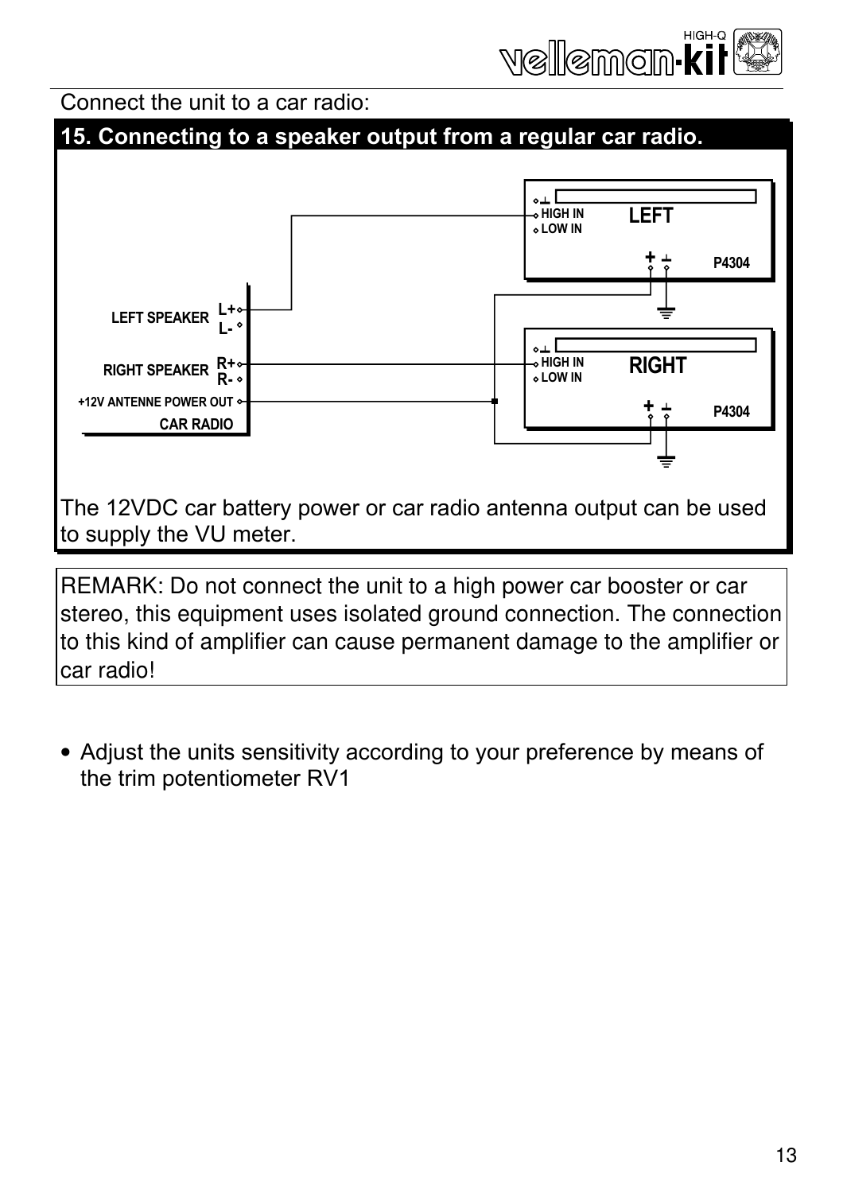Connect the unit to a car radio:

## 15. Connecting to a speaker output from a regular car radio.

LEFT SPEAKER L+ L-

RIGHT SPEAKER R+ R-

+12V ANTENNE POWER OUT

CAR RADIO

HIGH IN
LOW IN
LEFT
+ ⊥
P4304

HIGH IN
LOW IN
RIGHT
+ ⊥
P4304

The 12VDC car battery power or car radio antenna output can be used to supply the VU meter.

REMARK: Do not connect the unit to a high power car booster or car stereo, this equipment uses isolated ground connection. The connection to this kind of amplifier can cause permanent damage to the amplifier or car radio!

- Adjust the units sensitivity according to your preference by means of the trim potentiometer RV1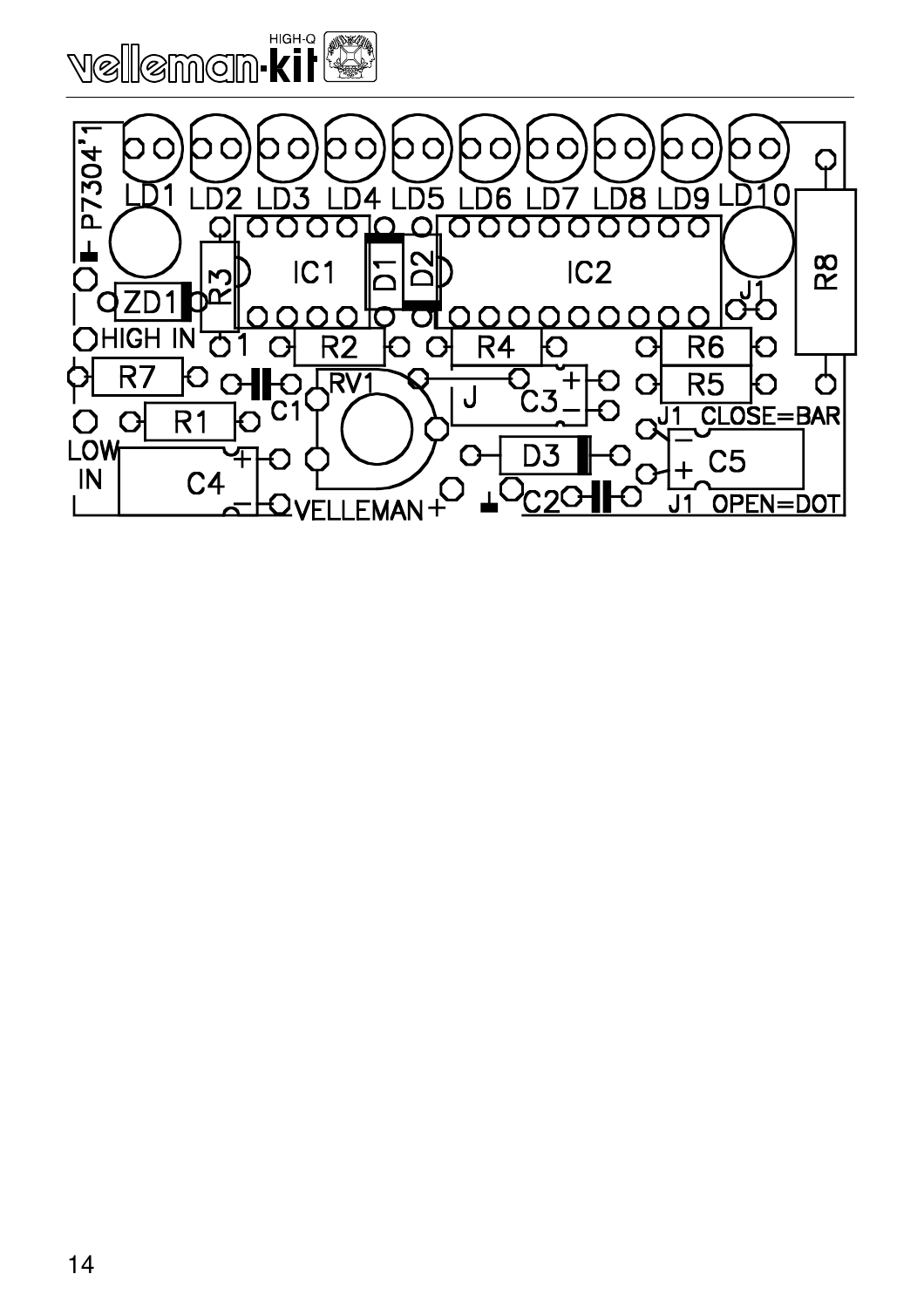P7304'1

LD1 LD2 LD3 LD4 LD5 LD6 LD7 LD8 LD9 LD10

IC1 IC2

D1 D2

R3 R8

ZD1

J1

HIGH IN

1

R2 R4 R6

R7

C1

RV1

J

C3

R5

J1 CLOSE=BAR

R1

LOW IN

C4

D3

C5

VELLEMAN

C2

J1 OPEN=DOT